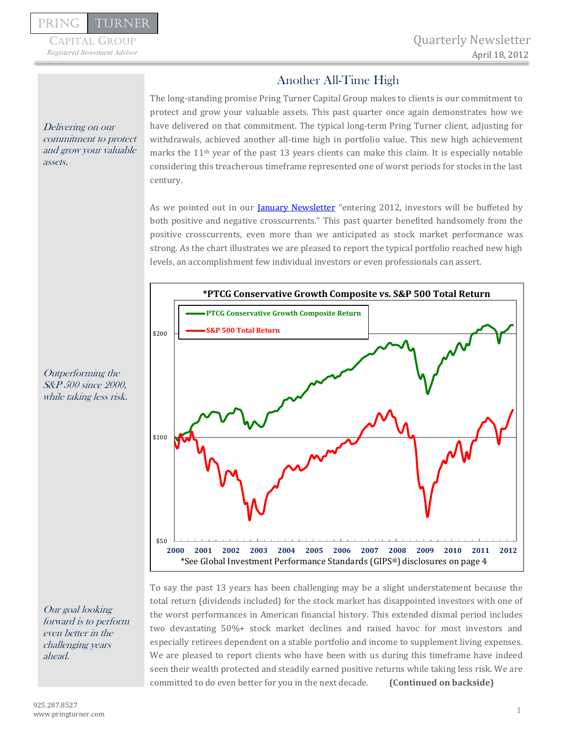PRING TURNER

CAPITAL GROUP

*Registered Investment Advisor*

Quarterly Newsletter

April 18, 2012

# Another All-Time High

*Delivering on our commitment to protect and grow your valuable assets.*

The long-standing promise Pring Turner Capital Group makes to clients is our commitment to protect and grow your valuable assets. This past quarter once again demonstrates how we have delivered on that commitment. The typical long-term Pring Turner client, adjusting for withdrawals, achieved another all-time high in portfolio value. This new high achievement marks the 11th year of the past 13 years clients can make this claim. It is especially notable considering this treacherous timeframe represented one of worst periods for stocks in the last century.

As we pointed out in our [January Newsletter] "entering 2012, investors will be buffeted by both positive and negative crosscurrents." This past quarter benefited handsomely from the positive crosscurrents, even more than we anticipated as stock market performance was strong. As the chart illustrates we are pleased to report the typical portfolio reached new high levels, an accomplishment few individual investors or even professionals can assert.

*Outperforming the S&P 500 since 2000, while taking less risk.*

**\*PTCG Conservative Growth Composite vs. S&P 500 Total Return**

\*See Global Investment Performance Standards (GIPS®) disclosures on page 4

*Our goal looking forward is to perform even better in the challenging years ahead.*

To say the past 13 years has been challenging may be a slight understatement because the total return (dividends included) for the stock market has disappointed investors with one of the worst performances in American financial history. This extended dismal period includes two devastating 50%+ stock market declines and raised havoc for most investors and especially retirees dependent on a stable portfolio and income to supplement living expenses. We are pleased to report clients who have been with us during this timeframe have indeed seen their wealth protected and steadily earned positive returns while taking less risk. We are committed to do even better for you in the next decade. **(Continued on backside)**

925.287.8527
www.pringturner.com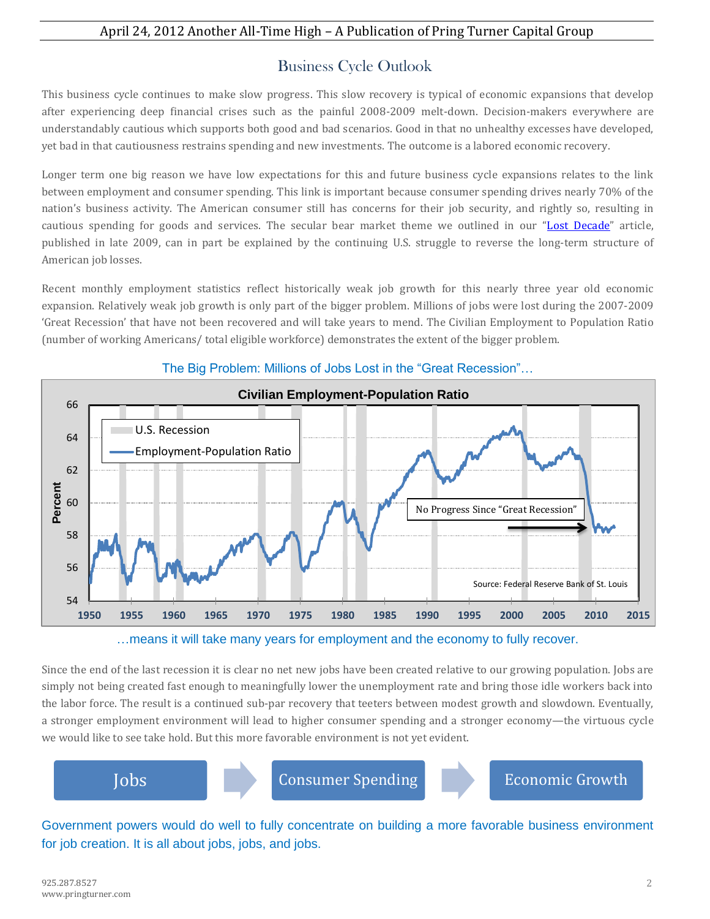## Business Cycle Outlook

This business cycle continues to make slow progress. This slow recovery is typical of economic expansions that develop after experiencing deep financial crises such as the painful 2008-2009 melt-down. Decision-makers everywhere are understandably cautious which supports both good and bad scenarios. Good in that no unhealthy excesses have developed, yet bad in that cautiousness restrains spending and new investments. The outcome is a labored economic recovery.

Longer term one big reason we have low expectations for this and future business cycle expansions relates to the link between employment and consumer spending. This link is important because consumer spending drives nearly 70% of the nation's business activity. The American consumer still has concerns for their job security, and rightly so, resulting in cautious spending for goods and services. The secular bear market theme we outlined in our "Lost Decade" article, published in late 2009, can in part be explained by the continuing U.S. struggle to reverse the long-term structure of American job losses.

Recent monthly employment statistics reflect historically weak job growth for this nearly three year old economic expansion. Relatively weak job growth is only part of the bigger problem. Millions of jobs were lost during the 2007-2009 'Great Recession' that have not been recovered and will take years to mend. The Civilian Employment to Population Ratio (number of working Americans/ total eligible workforce) demonstrates the extent of the bigger problem.

The Big Problem: Millions of Jobs Lost in the "Great Recession"…

**Civilian Employment-Population Ratio**

U.S. Recession | Employment-Population Ratio

No Progress Since "Great Recession"

Source: Federal Reserve Bank of St. Louis

…means it will take many years for employment and the economy to fully recover.

Since the end of the last recession it is clear no net new jobs have been created relative to our growing population. Jobs are simply not being created fast enough to meaningfully lower the unemployment rate and bring those idle workers back into the labor force. The result is a continued sub-par recovery that teeters between modest growth and slowdown. Eventually, a stronger employment environment will lead to higher consumer spending and a stronger economy—the virtuous cycle we would like to see take hold. But this more favorable environment is not yet evident.

Jobs → Consumer Spending → Economic Growth

Government powers would do well to fully concentrate on building a more favorable business environment for job creation. It is all about jobs, jobs, and jobs.

925.287.8527
www.pringturner.com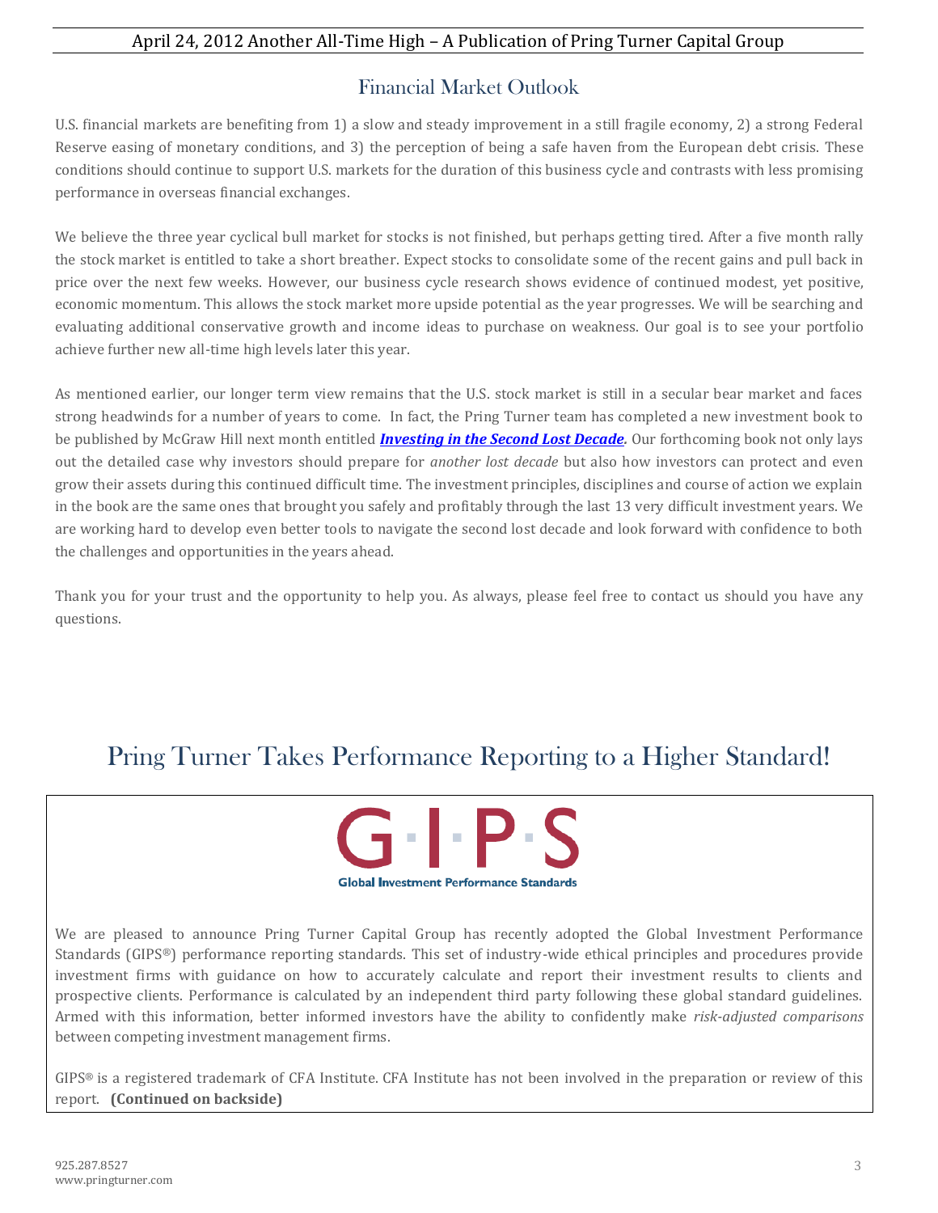## Financial Market Outlook

U.S. financial markets are benefiting from 1) a slow and steady improvement in a still fragile economy, 2) a strong Federal Reserve easing of monetary conditions, and 3) the perception of being a safe haven from the European debt crisis. These conditions should continue to support U.S. markets for the duration of this business cycle and contrasts with less promising performance in overseas financial exchanges.

We believe the three year cyclical bull market for stocks is not finished, but perhaps getting tired. After a five month rally the stock market is entitled to take a short breather. Expect stocks to consolidate some of the recent gains and pull back in price over the next few weeks. However, our business cycle research shows evidence of continued modest, yet positive, economic momentum. This allows the stock market more upside potential as the year progresses. We will be searching and evaluating additional conservative growth and income ideas to purchase on weakness. Our goal is to see your portfolio achieve further new all-time high levels later this year.

As mentioned earlier, our longer term view remains that the U.S. stock market is still in a secular bear market and faces strong headwinds for a number of years to come. In fact, the Pring Turner team has completed a new investment book to be published by McGraw Hill next month entitled ***Investing in the Second Lost Decade.*** Our forthcoming book not only lays out the detailed case why investors should prepare for *another lost decade* but also how investors can protect and even grow their assets during this continued difficult time. The investment principles, disciplines and course of action we explain in the book are the same ones that brought you safely and profitably through the last 13 very difficult investment years. We are working hard to develop even better tools to navigate the second lost decade and look forward with confidence to both the challenges and opportunities in the years ahead.

Thank you for your trust and the opportunity to help you. As always, please feel free to contact us should you have any questions.

# Pring Turner Takes Performance Reporting to a Higher Standard!

G·I·P·S

Global Investment Performance Standards

We are pleased to announce Pring Turner Capital Group has recently adopted the Global Investment Performance Standards (GIPS®) performance reporting standards. This set of industry-wide ethical principles and procedures provide investment firms with guidance on how to accurately calculate and report their investment results to clients and prospective clients. Performance is calculated by an independent third party following these global standard guidelines. Armed with this information, better informed investors have the ability to confidently make *risk-adjusted comparisons* between competing investment management firms.

GIPS® is a registered trademark of CFA Institute. CFA Institute has not been involved in the preparation or review of this report. **(Continued on backside)**

925.287.8527
www.pringturner.com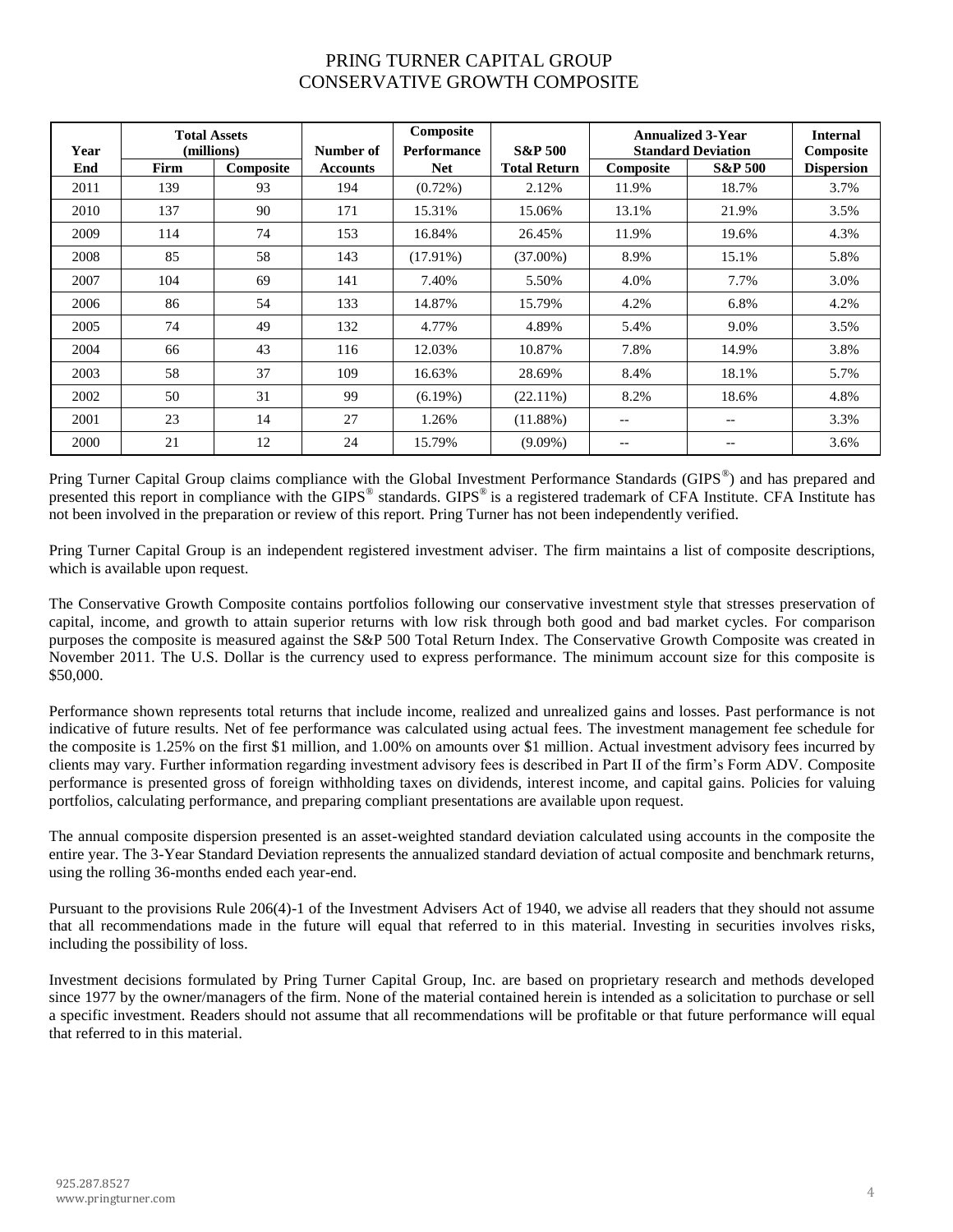# PRING TURNER CAPITAL GROUP
## CONSERVATIVE GROWTH COMPOSITE

| Year | Total Assets (millions) | | Number of | Composite Performance | S&P 500 | Annualized 3-Year Standard Deviation | | Internal Composite |
|---|---|---|---|---|---|---|---|---|
| End | Firm | Composite | Accounts | Net | Total Return | Composite | S&P 500 | Dispersion |
| 2011 | 139 | 93 | 194 | (0.72%) | 2.12% | 11.9% | 18.7% | 3.7% |
| 2010 | 137 | 90 | 171 | 15.31% | 15.06% | 13.1% | 21.9% | 3.5% |
| 2009 | 114 | 74 | 153 | 16.84% | 26.45% | 11.9% | 19.6% | 4.3% |
| 2008 | 85 | 58 | 143 | (17.91%) | (37.00%) | 8.9% | 15.1% | 5.8% |
| 2007 | 104 | 69 | 141 | 7.40% | 5.50% | 4.0% | 7.7% | 3.0% |
| 2006 | 86 | 54 | 133 | 14.87% | 15.79% | 4.2% | 6.8% | 4.2% |
| 2005 | 74 | 49 | 132 | 4.77% | 4.89% | 5.4% | 9.0% | 3.5% |
| 2004 | 66 | 43 | 116 | 12.03% | 10.87% | 7.8% | 14.9% | 3.8% |
| 2003 | 58 | 37 | 109 | 16.63% | 28.69% | 8.4% | 18.1% | 5.7% |
| 2002 | 50 | 31 | 99 | (6.19%) | (22.11%) | 8.2% | 18.6% | 4.8% |
| 2001 | 23 | 14 | 27 | 1.26% | (11.88%) | -- | -- | 3.3% |
| 2000 | 21 | 12 | 24 | 15.79% | (9.09%) | -- | -- | 3.6% |

Pring Turner Capital Group claims compliance with the Global Investment Performance Standards (GIPS®) and has prepared and presented this report in compliance with the GIPS® standards. GIPS® is a registered trademark of CFA Institute. CFA Institute has not been involved in the preparation or review of this report. Pring Turner has not been independently verified.

Pring Turner Capital Group is an independent registered investment adviser. The firm maintains a list of composite descriptions, which is available upon request.

The Conservative Growth Composite contains portfolios following our conservative investment style that stresses preservation of capital, income, and growth to attain superior returns with low risk through both good and bad market cycles. For comparison purposes the composite is measured against the S&P 500 Total Return Index. The Conservative Growth Composite was created in November 2011. The U.S. Dollar is the currency used to express performance. The minimum account size for this composite is $50,000.

Performance shown represents total returns that include income, realized and unrealized gains and losses. Past performance is not indicative of future results. Net of fee performance was calculated using actual fees. The investment management fee schedule for the composite is 1.25% on the first $1 million, and 1.00% on amounts over $1 million. Actual investment advisory fees incurred by clients may vary. Further information regarding investment advisory fees is described in Part II of the firm's Form ADV. Composite performance is presented gross of foreign withholding taxes on dividends, interest income, and capital gains. Policies for valuing portfolios, calculating performance, and preparing compliant presentations are available upon request.

The annual composite dispersion presented is an asset-weighted standard deviation calculated using accounts in the composite the entire year. The 3-Year Standard Deviation represents the annualized standard deviation of actual composite and benchmark returns, using the rolling 36-months ended each year-end.

Pursuant to the provisions Rule 206(4)-1 of the Investment Advisers Act of 1940, we advise all readers that they should not assume that all recommendations made in the future will equal that referred to in this material. Investing in securities involves risks, including the possibility of loss.

Investment decisions formulated by Pring Turner Capital Group, Inc. are based on proprietary research and methods developed since 1977 by the owner/managers of the firm. None of the material contained herein is intended as a solicitation to purchase or sell a specific investment. Readers should not assume that all recommendations will be profitable or that future performance will equal that referred to in this material.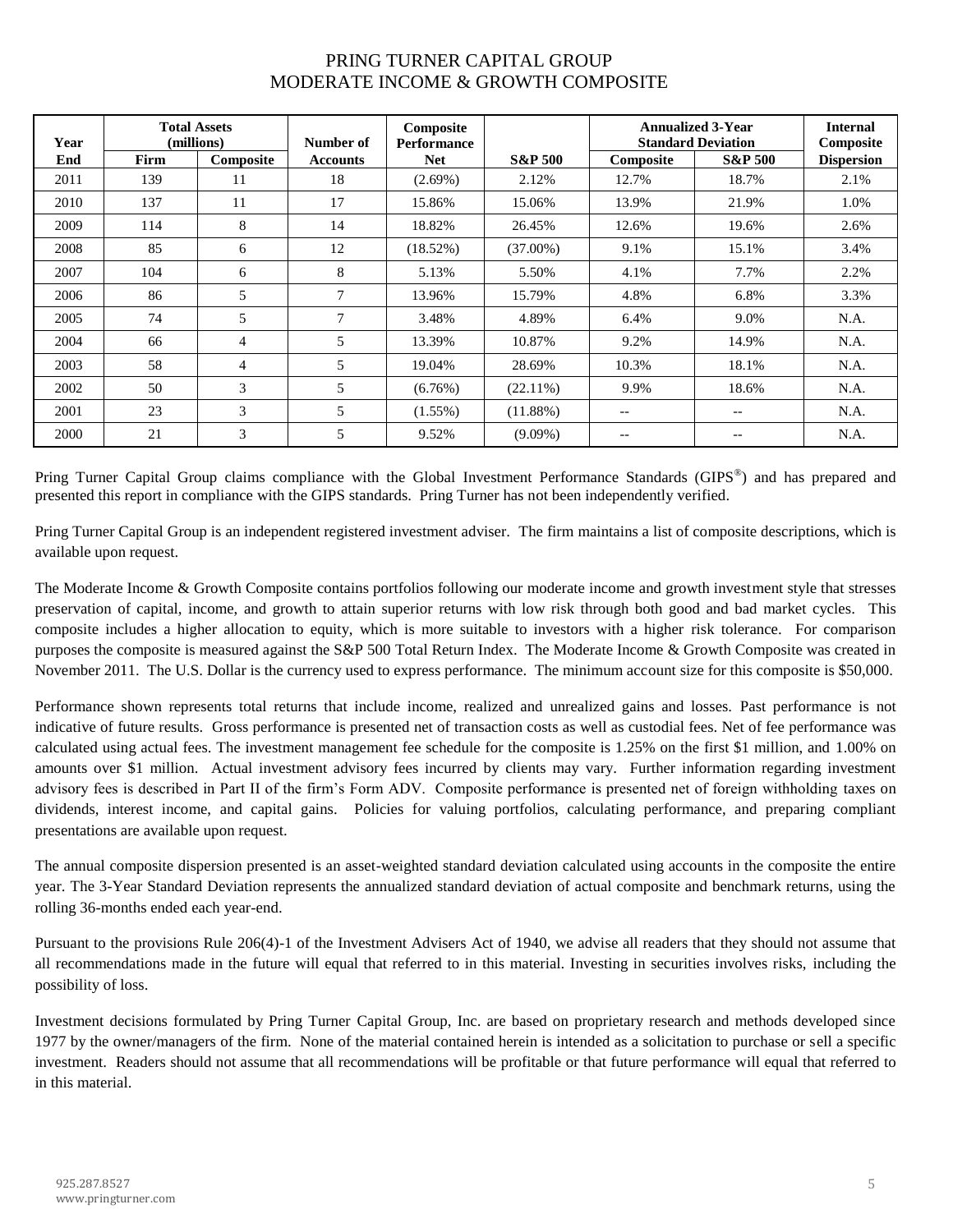# PRING TURNER CAPITAL GROUP
## MODERATE INCOME & GROWTH COMPOSITE

| Year End | Total Assets (millions) | | Number of Accounts | Composite Performance Net | S&P 500 | Annualized 3-Year Standard Deviation | | Internal Composite Dispersion |
|---|---|---|---|---|---|---|---|---|
| | Firm | Composite | | | | Composite | S&P 500 | |
| 2011 | 139 | 11 | 18 | (2.69%) | 2.12% | 12.7% | 18.7% | 2.1% |
| 2010 | 137 | 11 | 17 | 15.86% | 15.06% | 13.9% | 21.9% | 1.0% |
| 2009 | 114 | 8 | 14 | 18.82% | 26.45% | 12.6% | 19.6% | 2.6% |
| 2008 | 85 | 6 | 12 | (18.52%) | (37.00%) | 9.1% | 15.1% | 3.4% |
| 2007 | 104 | 6 | 8 | 5.13% | 5.50% | 4.1% | 7.7% | 2.2% |
| 2006 | 86 | 5 | 7 | 13.96% | 15.79% | 4.8% | 6.8% | 3.3% |
| 2005 | 74 | 5 | 7 | 3.48% | 4.89% | 6.4% | 9.0% | N.A. |
| 2004 | 66 | 4 | 5 | 13.39% | 10.87% | 9.2% | 14.9% | N.A. |
| 2003 | 58 | 4 | 5 | 19.04% | 28.69% | 10.3% | 18.1% | N.A. |
| 2002 | 50 | 3 | 5 | (6.76%) | (22.11%) | 9.9% | 18.6% | N.A. |
| 2001 | 23 | 3 | 5 | (1.55%) | (11.88%) | -- | -- | N.A. |
| 2000 | 21 | 3 | 5 | 9.52% | (9.09%) | -- | -- | N.A. |

Pring Turner Capital Group claims compliance with the Global Investment Performance Standards (GIPS®) and has prepared and presented this report in compliance with the GIPS standards. Pring Turner has not been independently verified.

Pring Turner Capital Group is an independent registered investment adviser. The firm maintains a list of composite descriptions, which is available upon request.

The Moderate Income & Growth Composite contains portfolios following our moderate income and growth investment style that stresses preservation of capital, income, and growth to attain superior returns with low risk through both good and bad market cycles. This composite includes a higher allocation to equity, which is more suitable to investors with a higher risk tolerance. For comparison purposes the composite is measured against the S&P 500 Total Return Index. The Moderate Income & Growth Composite was created in November 2011. The U.S. Dollar is the currency used to express performance. The minimum account size for this composite is $50,000.

Performance shown represents total returns that include income, realized and unrealized gains and losses. Past performance is not indicative of future results. Gross performance is presented net of transaction costs as well as custodial fees. Net of fee performance was calculated using actual fees. The investment management fee schedule for the composite is 1.25% on the first $1 million, and 1.00% on amounts over $1 million. Actual investment advisory fees incurred by clients may vary. Further information regarding investment advisory fees is described in Part II of the firm's Form ADV. Composite performance is presented net of foreign withholding taxes on dividends, interest income, and capital gains. Policies for valuing portfolios, calculating performance, and preparing compliant presentations are available upon request.

The annual composite dispersion presented is an asset-weighted standard deviation calculated using accounts in the composite the entire year. The 3-Year Standard Deviation represents the annualized standard deviation of actual composite and benchmark returns, using the rolling 36-months ended each year-end.

Pursuant to the provisions Rule 206(4)-1 of the Investment Advisers Act of 1940, we advise all readers that they should not assume that all recommendations made in the future will equal that referred to in this material. Investing in securities involves risks, including the possibility of loss.

Investment decisions formulated by Pring Turner Capital Group, Inc. are based on proprietary research and methods developed since 1977 by the owner/managers of the firm. None of the material contained herein is intended as a solicitation to purchase or sell a specific investment. Readers should not assume that all recommendations will be profitable or that future performance will equal that referred to in this material.

925.287.8527
www.pringturner.com